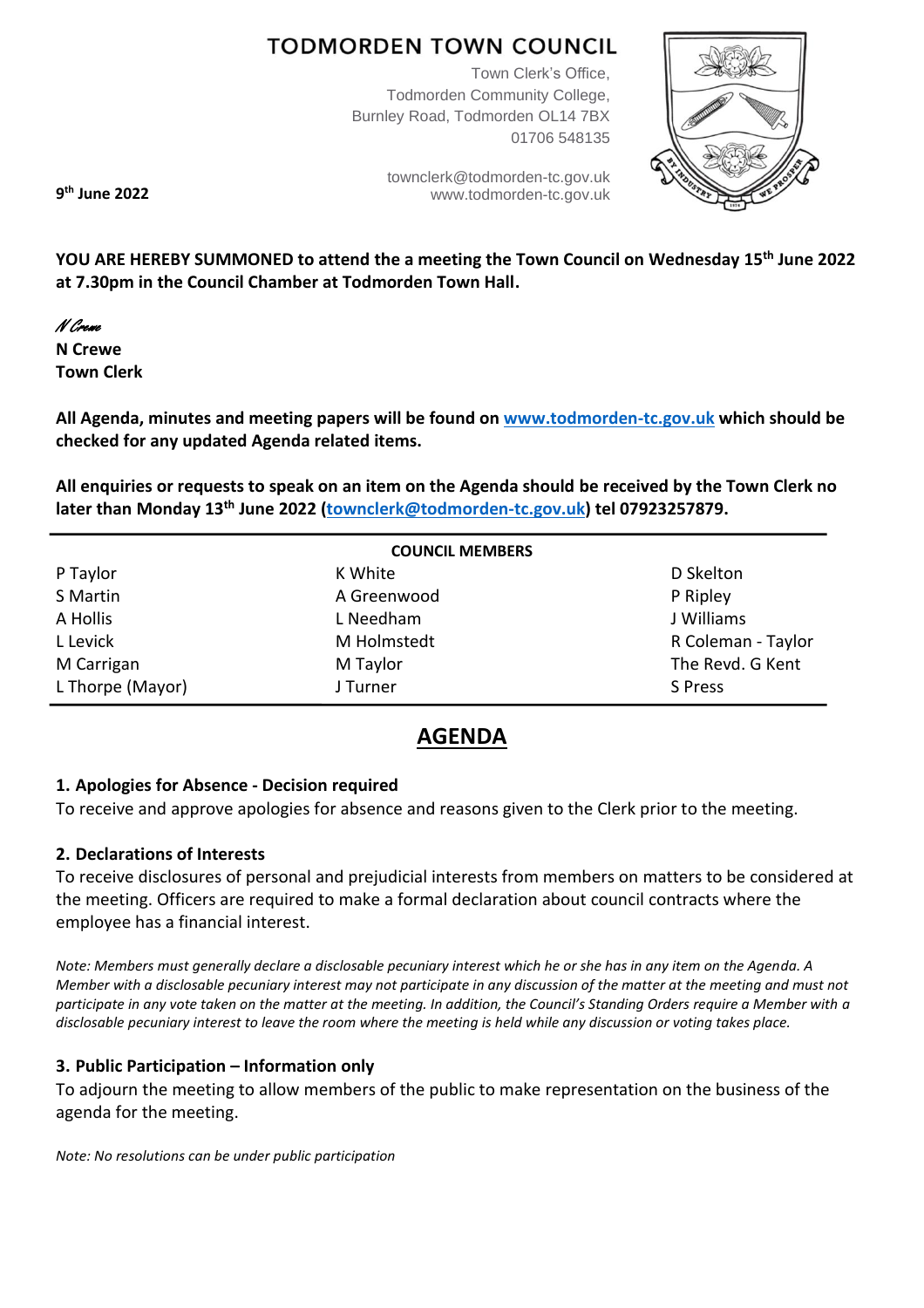# TODMORDEN TOWN COUNCIL

Town Clerk's Office,
Todmorden Community College,
Burnley Road, Todmorden OL14 7BX
01706 548135

townclerk@todmorden-tc.gov.uk
www.todmorden-tc.gov.uk

**9th June 2022**

**YOU ARE HEREBY SUMMONED to attend the a meeting the Town Council on Wednesday 15th June 2022 at 7.30pm in the Council Chamber at Todmorden Town Hall.**

*N Crewe*
**N Crewe**
**Town Clerk**

**All Agenda, minutes and meeting papers will be found on [www.todmorden-tc.gov.uk](www.todmorden-tc.gov.uk) which should be checked for any updated Agenda related items.**

**All enquiries or requests to speak on an item on the Agenda should be received by the Town Clerk no later than Monday 13th June 2022 ([townclerk@todmorden-tc.gov.uk](mailto:townclerk@todmorden-tc.gov.uk)) tel 07923257879.**

| | **COUNCIL MEMBERS** | |
|---|---|---|
| P Taylor | K White | D Skelton |
| S Martin | A Greenwood | P Ripley |
| A Hollis | L Needham | J Williams |
| L Levick | M Holmstedt | R Coleman - Taylor |
| M Carrigan | M Taylor | The Revd. G Kent |
| L Thorpe (Mayor) | J Turner | S Press |

## AGENDA

### 1. Apologies for Absence - Decision required

To receive and approve apologies for absence and reasons given to the Clerk prior to the meeting.

### 2. Declarations of Interests

To receive disclosures of personal and prejudicial interests from members on matters to be considered at the meeting. Officers are required to make a formal declaration about council contracts where the employee has a financial interest.

*Note: Members must generally declare a disclosable pecuniary interest which he or she has in any item on the Agenda. A Member with a disclosable pecuniary interest may not participate in any discussion of the matter at the meeting and must not participate in any vote taken on the matter at the meeting. In addition, the Council's Standing Orders require a Member with a disclosable pecuniary interest to leave the room where the meeting is held while any discussion or voting takes place.*

### 3. Public Participation – Information only

To adjourn the meeting to allow members of the public to make representation on the business of the agenda for the meeting.

*Note: No resolutions can be under public participation*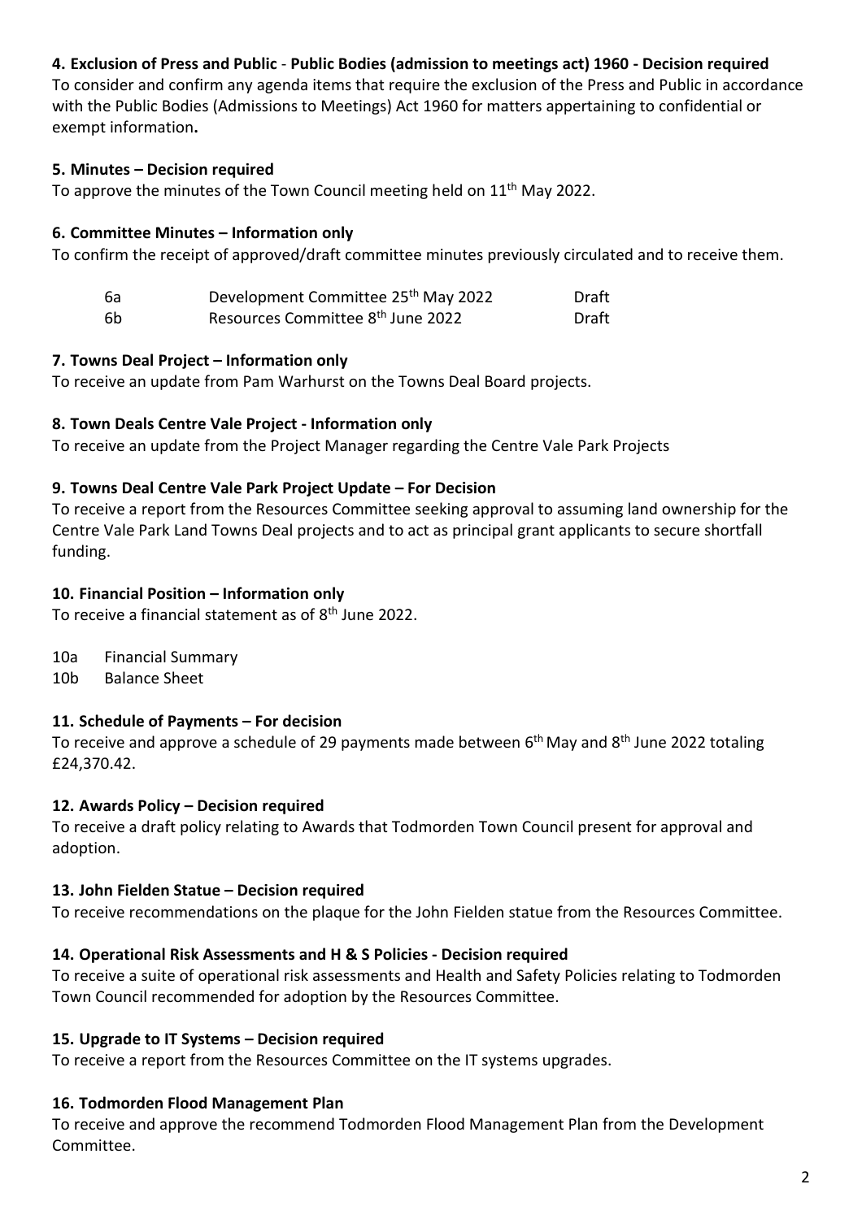### 4. Exclusion of Press and Public - Public Bodies (admission to meetings act) 1960 - Decision required

To consider and confirm any agenda items that require the exclusion of the Press and Public in accordance with the Public Bodies (Admissions to Meetings) Act 1960 for matters appertaining to confidential or exempt information**.**

### 5. Minutes – Decision required

To approve the minutes of the Town Council meeting held on 11th May 2022.

### 6. Committee Minutes – Information only

To confirm the receipt of approved/draft committee minutes previously circulated and to receive them.

| | | |
|---|---|---|
| 6a | Development Committee 25th May 2022 | Draft |
| 6b | Resources Committee 8th June 2022 | Draft |

### 7. Towns Deal Project – Information only

To receive an update from Pam Warhurst on the Towns Deal Board projects.

### 8. Town Deals Centre Vale Project - Information only

To receive an update from the Project Manager regarding the Centre Vale Park Projects

### 9. Towns Deal Centre Vale Park Project Update – For Decision

To receive a report from the Resources Committee seeking approval to assuming land ownership for the Centre Vale Park Land Towns Deal projects and to act as principal grant applicants to secure shortfall funding.

### 10. Financial Position – Information only

To receive a financial statement as of 8th June 2022.

10a Financial Summary
10b Balance Sheet

### 11. Schedule of Payments – For decision

To receive and approve a schedule of 29 payments made between 6th May and 8th June 2022 totaling £24,370.42.

### 12. Awards Policy – Decision required

To receive a draft policy relating to Awards that Todmorden Town Council present for approval and adoption.

### 13. John Fielden Statue – Decision required

To receive recommendations on the plaque for the John Fielden statue from the Resources Committee.

### 14. Operational Risk Assessments and H & S Policies - Decision required

To receive a suite of operational risk assessments and Health and Safety Policies relating to Todmorden Town Council recommended for adoption by the Resources Committee.

### 15. Upgrade to IT Systems – Decision required

To receive a report from the Resources Committee on the IT systems upgrades.

### 16. Todmorden Flood Management Plan

To receive and approve the recommend Todmorden Flood Management Plan from the Development Committee.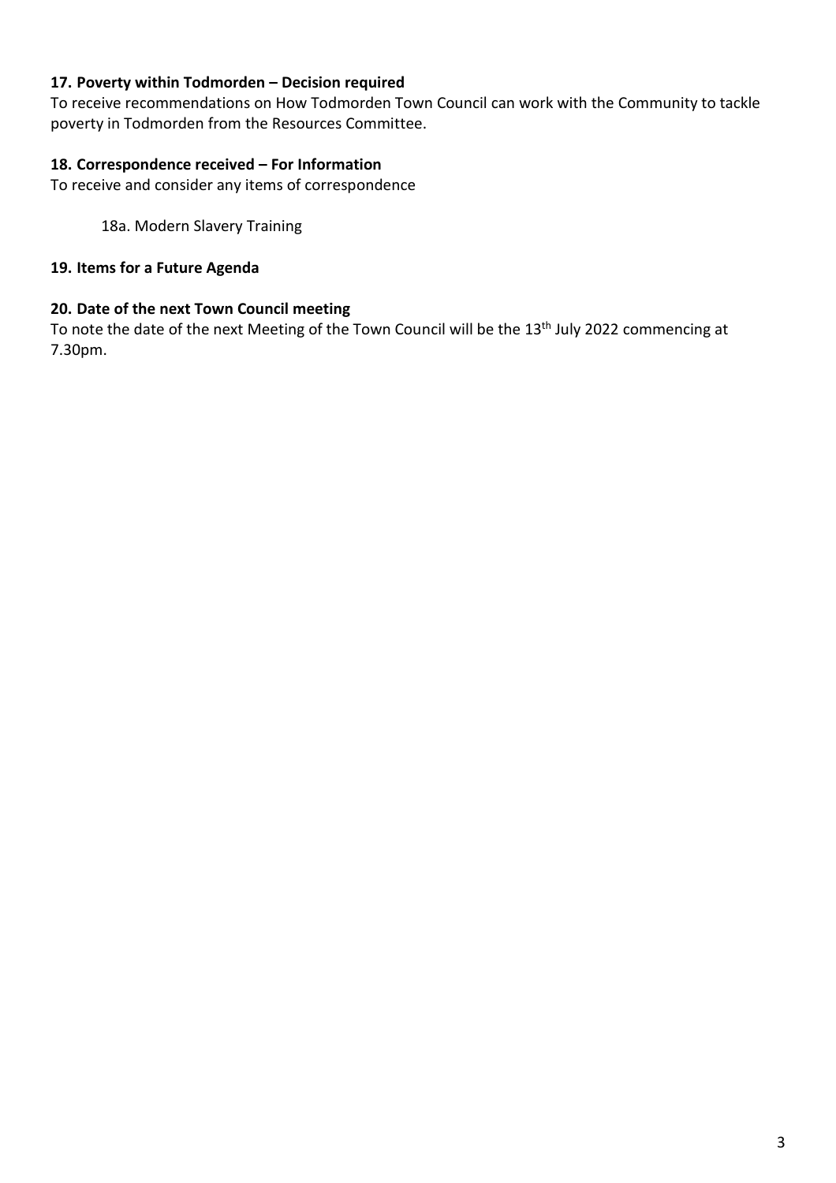**17. Poverty within Todmorden – Decision required**

To receive recommendations on How Todmorden Town Council can work with the Community to tackle poverty in Todmorden from the Resources Committee.

**18. Correspondence received – For Information**

To receive and consider any items of correspondence

18a. Modern Slavery Training

**19. Items for a Future Agenda**

**20. Date of the next Town Council meeting**

To note the date of the next Meeting of the Town Council will be the 13th July 2022 commencing at 7.30pm.